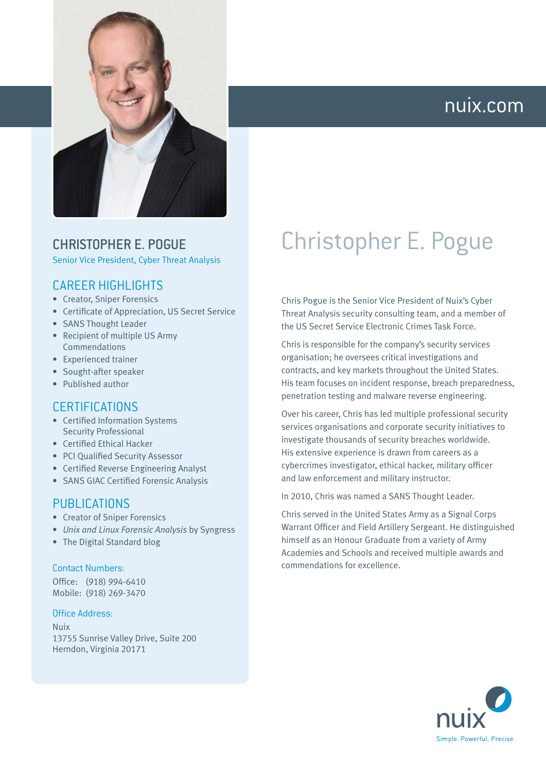nuix.com

# Christopher E. Pogue

## CHRISTOPHER E. POGUE

Senior Vice President, Cyber Threat Analysis

### CAREER HIGHLIGHTS

- Creator, Sniper Forensics
- Certificate of Appreciation, US Secret Service
- SANS Thought Leader
- Recipient of multiple US Army Commendations
- Experienced trainer
- Sought-after speaker
- Published author

### CERTIFICATIONS

- Certified Information Systems Security Professional
- Certified Ethical Hacker
- PCI Qualified Security Assessor
- Certified Reverse Engineering Analyst
- SANS GIAC Certified Forensic Analysis

### PUBLICATIONS

- Creator of Sniper Forensics
- *Unix and Linux Forensic Analysis* by Syngress
- The Digital Standard blog

Contact Numbers:

Office: (918) 994-6410
Mobile: (918) 269-3470

Office Address:

Nuix
13755 Sunrise Valley Drive, Suite 200
Herndon, Virginia 20171

Chris Pogue is the Senior Vice President of Nuix's Cyber Threat Analysis security consulting team, and a member of the US Secret Service Electronic Crimes Task Force.

Chris is responsible for the company's security services organisation; he oversees critical investigations and contracts, and key markets throughout the United States. His team focuses on incident response, breach preparedness, penetration testing and malware reverse engineering.

Over his career, Chris has led multiple professional security services organisations and corporate security initiatives to investigate thousands of security breaches worldwide. His extensive experience is drawn from careers as a cybercrimes investigator, ethical hacker, military officer and law enforcement and military instructor.

In 2010, Chris was named a SANS Thought Leader.

Chris served in the United States Army as a Signal Corps Warrant Officer and Field Artillery Sergeant. He distinguished himself as an Honour Graduate from a variety of Army Academies and Schools and received multiple awards and commendations for excellence.

nuix
Simple. Powerful. Precise.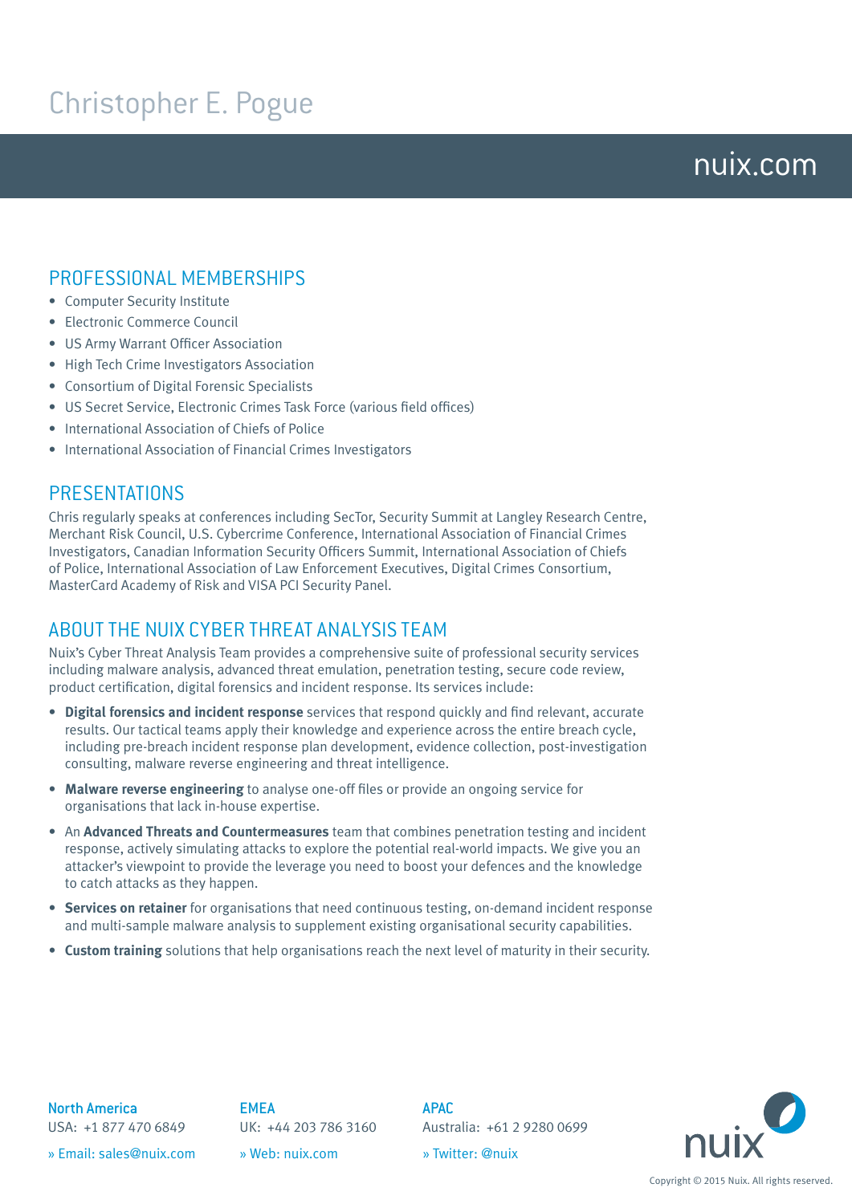# Christopher E. Pogue

## PROFESSIONAL MEMBERSHIPS

- Computer Security Institute
- Electronic Commerce Council
- US Army Warrant Officer Association
- High Tech Crime Investigators Association
- Consortium of Digital Forensic Specialists
- US Secret Service, Electronic Crimes Task Force (various field offices)
- International Association of Chiefs of Police
- International Association of Financial Crimes Investigators

## PRESENTATIONS

Chris regularly speaks at conferences including SecTor, Security Summit at Langley Research Centre, Merchant Risk Council, U.S. Cybercrime Conference, International Association of Financial Crimes Investigators, Canadian Information Security Officers Summit, International Association of Chiefs of Police, International Association of Law Enforcement Executives, Digital Crimes Consortium, MasterCard Academy of Risk and VISA PCI Security Panel.

## ABOUT THE NUIX CYBER THREAT ANALYSIS TEAM

Nuix's Cyber Threat Analysis Team provides a comprehensive suite of professional security services including malware analysis, advanced threat emulation, penetration testing, secure code review, product certification, digital forensics and incident response. Its services include:

- **Digital forensics and incident response** services that respond quickly and find relevant, accurate results. Our tactical teams apply their knowledge and experience across the entire breach cycle, including pre-breach incident response plan development, evidence collection, post-investigation consulting, malware reverse engineering and threat intelligence.
- **Malware reverse engineering** to analyse one-off files or provide an ongoing service for organisations that lack in-house expertise.
- An **Advanced Threats and Countermeasures** team that combines penetration testing and incident response, actively simulating attacks to explore the potential real-world impacts. We give you an attacker's viewpoint to provide the leverage you need to boost your defences and the knowledge to catch attacks as they happen.
- **Services on retainer** for organisations that need continuous testing, on-demand incident response and multi-sample malware analysis to supplement existing organisational security capabilities.
- **Custom training** solutions that help organisations reach the next level of maturity in their security.

**North America**
USA: +1 877 470 6849
» Email: sales@nuix.com

**EMEA**
UK: +44 203 786 3160
» Web: nuix.com

**APAC**
Australia: +61 2 9280 0699
» Twitter: @nuix

Copyright © 2015 Nuix. All rights reserved.